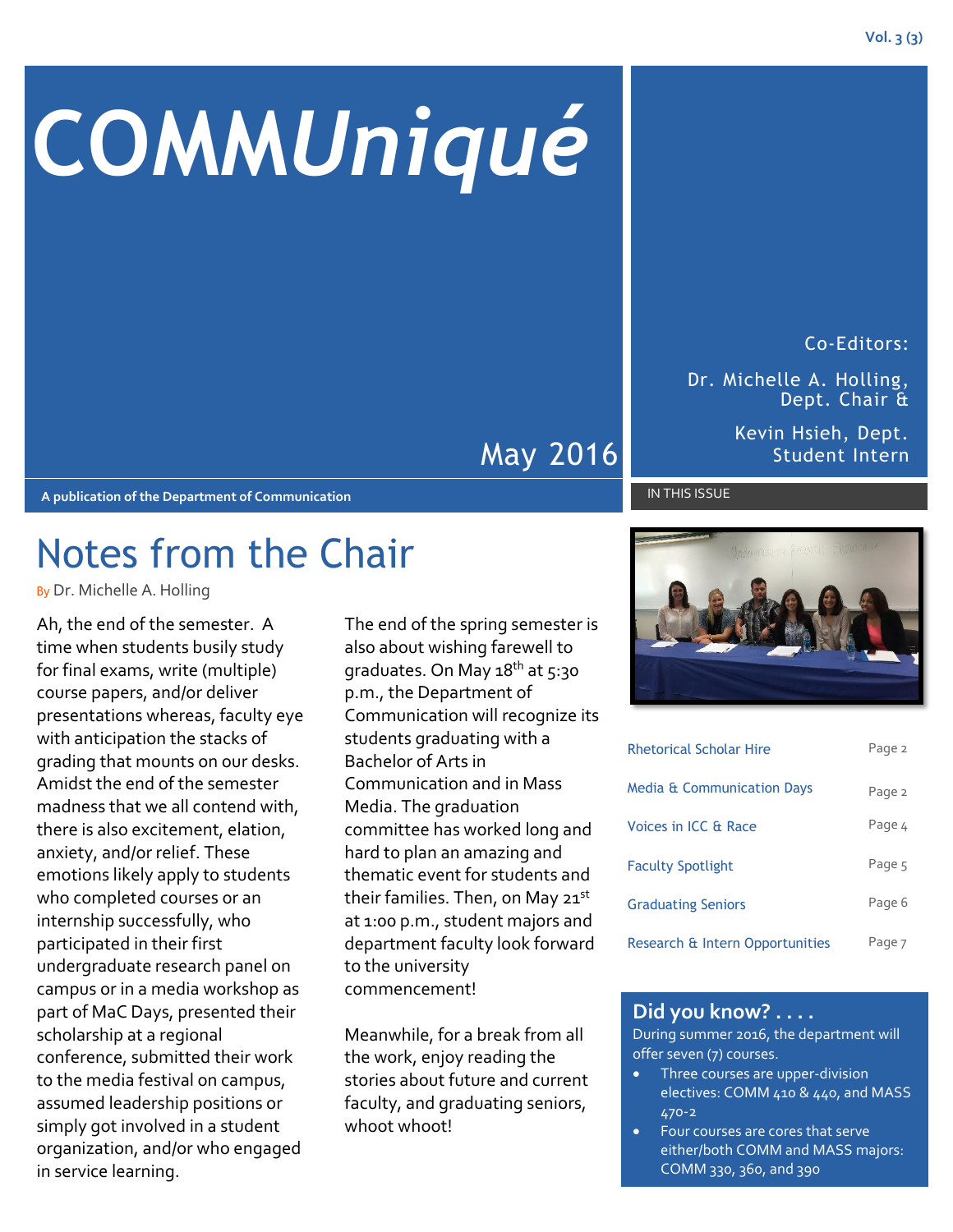# COMMUniqué

May 2016

A publication of the Department of Communication

Co-Editors:

Dr. Michelle A. Holling, Dept. Chair &

Kevin Hsieh, Dept. Student Intern

## Notes from the Chair

By Dr. Michelle A. Holling

Ah, the end of the semester. A time when students busily study for final exams, write (multiple) course papers, and/or deliver presentations whereas, faculty eye with anticipation the stacks of grading that mounts on our desks. Amidst the end of the semester madness that we all contend with, there is also excitement, elation, anxiety, and/or relief. These emotions likely apply to students who completed courses or an internship successfully, who participated in their first undergraduate research panel on campus or in a media workshop as part of MaC Days, presented their scholarship at a regional conference, submitted their work to the media festival on campus, assumed leadership positions or simply got involved in a student organization, and/or who engaged in service learning.

The end of the spring semester is also about wishing farewell to graduates. On May 18th at 5:30 p.m., the Department of Communication will recognize its students graduating with a Bachelor of Arts in Communication and in Mass Media. The graduation committee has worked long and hard to plan an amazing and thematic event for students and their families. Then, on May 21st at 1:00 p.m., student majors and department faculty look forward to the university commencement!

Meanwhile, for a break from all the work, enjoy reading the stories about future and current faculty, and graduating seniors, whoot whoot!

### IN THIS ISSUE

| | |
|---|---|
| Rhetorical Scholar Hire | Page 2 |
| Media & Communication Days | Page 2 |
| Voices in ICC & Race | Page 4 |
| Faculty Spotlight | Page 5 |
| Graduating Seniors | Page 6 |
| Research & Intern Opportunities | Page 7 |

### Did you know? . . . .

During summer 2016, the department will offer seven (7) courses.

- Three courses are upper-division electives: COMM 410 & 440, and MASS 470-2
- Four courses are cores that serve either/both COMM and MASS majors: COMM 330, 360, and 390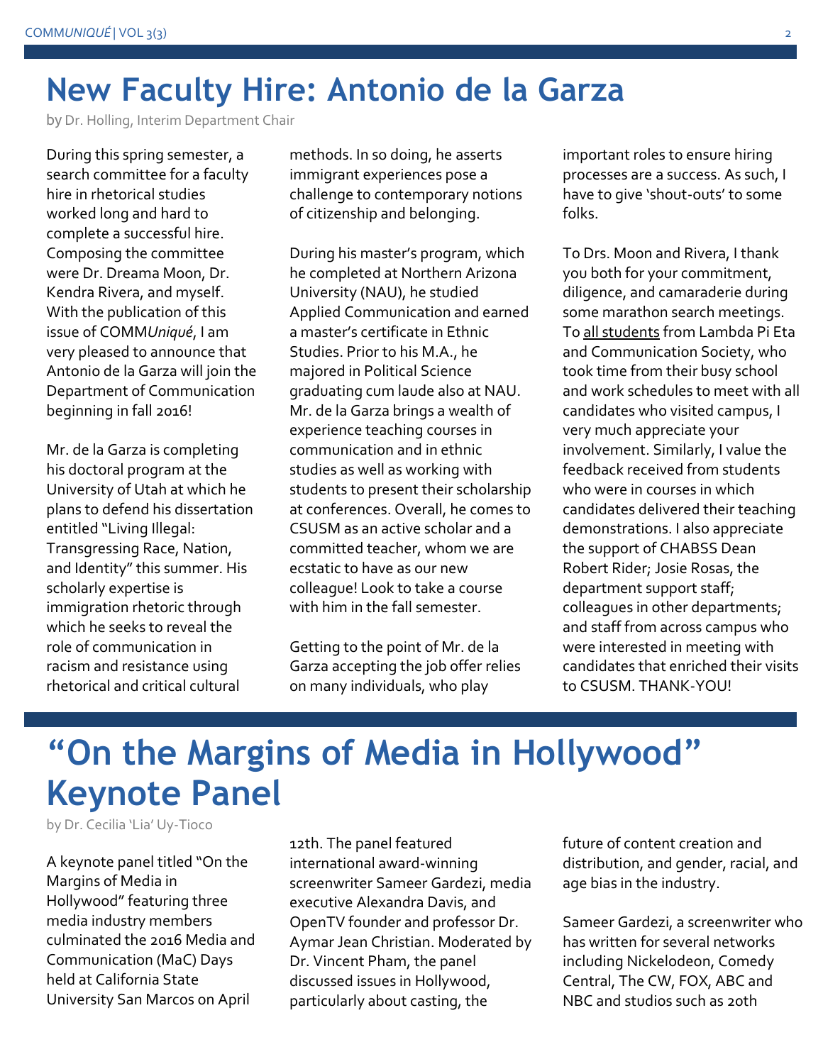# New Faculty Hire: Antonio de la Garza

by Dr. Holling, Interim Department Chair

During this spring semester, a search committee for a faculty hire in rhetorical studies worked long and hard to complete a successful hire. Composing the committee were Dr. Dreama Moon, Dr. Kendra Rivera, and myself. With the publication of this issue of COMM*Uniqué*, I am very pleased to announce that Antonio de la Garza will join the Department of Communication beginning in fall 2016!

Mr. de la Garza is completing his doctoral program at the University of Utah at which he plans to defend his dissertation entitled "Living Illegal: Transgressing Race, Nation, and Identity" this summer. His scholarly expertise is immigration rhetoric through which he seeks to reveal the role of communication in racism and resistance using rhetorical and critical cultural methods. In so doing, he asserts immigrant experiences pose a challenge to contemporary notions of citizenship and belonging.

During his master's program, which he completed at Northern Arizona University (NAU), he studied Applied Communication and earned a master's certificate in Ethnic Studies. Prior to his M.A., he majored in Political Science graduating cum laude also at NAU. Mr. de la Garza brings a wealth of experience teaching courses in communication and in ethnic studies as well as working with students to present their scholarship at conferences. Overall, he comes to CSUSM as an active scholar and a committed teacher, whom we are ecstatic to have as our new colleague! Look to take a course with him in the fall semester.

Getting to the point of Mr. de la Garza accepting the job offer relies on many individuals, who play important roles to ensure hiring processes are a success. As such, I have to give 'shout-outs' to some folks.

To Drs. Moon and Rivera, I thank you both for your commitment, diligence, and camaraderie during some marathon search meetings. To <u>all students</u> from Lambda Pi Eta and Communication Society, who took time from their busy school and work schedules to meet with all candidates who visited campus, I very much appreciate your involvement. Similarly, I value the feedback received from students who were in courses in which candidates delivered their teaching demonstrations. I also appreciate the support of CHABSS Dean Robert Rider; Josie Rosas, the department support staff; colleagues in other departments; and staff from across campus who were interested in meeting with candidates that enriched their visits to CSUSM. THANK-YOU!

# "On the Margins of Media in Hollywood" Keynote Panel

by Dr. Cecilia 'Lia' Uy-Tioco

A keynote panel titled "On the Margins of Media in Hollywood" featuring three media industry members culminated the 2016 Media and Communication (MaC) Days held at California State University San Marcos on April 12th. The panel featured international award-winning screenwriter Sameer Gardezi, media executive Alexandra Davis, and OpenTV founder and professor Dr. Aymar Jean Christian. Moderated by Dr. Vincent Pham, the panel discussed issues in Hollywood, particularly about casting, the future of content creation and distribution, and gender, racial, and age bias in the industry.

Sameer Gardezi, a screenwriter who has written for several networks including Nickelodeon, Comedy Central, The CW, FOX, ABC and NBC and studios such as 20th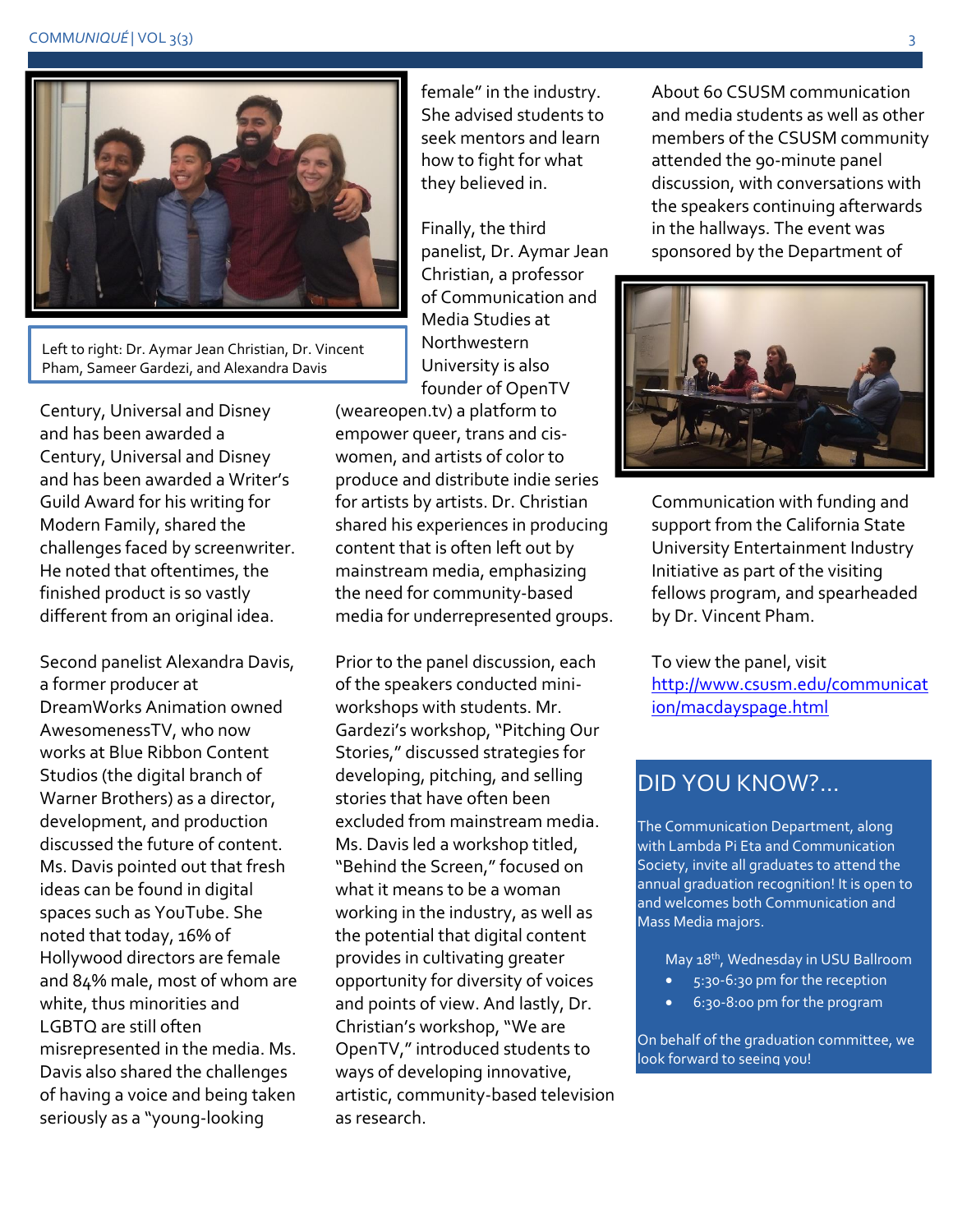Left to right: Dr. Aymar Jean Christian, Dr. Vincent Pham, Sameer Gardezi, and Alexandra Davis

Century, Universal and Disney and has been awarded a Century, Universal and Disney and has been awarded a Writer's Guild Award for his writing for Modern Family, shared the challenges faced by screenwriter. He noted that oftentimes, the finished product is so vastly different from an original idea.

Second panelist Alexandra Davis, a former producer at DreamWorks Animation owned AwesomenessTV, who now works at Blue Ribbon Content Studios (the digital branch of Warner Brothers) as a director, development, and production discussed the future of content. Ms. Davis pointed out that fresh ideas can be found in digital spaces such as YouTube. She noted that today, 16% of Hollywood directors are female and 84% male, most of whom are white, thus minorities and LGBTQ are still often misrepresented in the media. Ms. Davis also shared the challenges of having a voice and being taken seriously as a "young-looking female" in the industry. She advised students to seek mentors and learn how to fight for what they believed in.

Finally, the third panelist, Dr. Aymar Jean Christian, a professor of Communication and Media Studies at Northwestern University is also founder of OpenTV (weareopen.tv) a platform to empower queer, trans and cis-women, and artists of color to produce and distribute indie series for artists by artists. Dr. Christian shared his experiences in producing content that is often left out by mainstream media, emphasizing the need for community-based media for underrepresented groups.

Prior to the panel discussion, each of the speakers conducted mini-workshops with students. Mr. Gardezi's workshop, "Pitching Our Stories," discussed strategies for developing, pitching, and selling stories that have often been excluded from mainstream media. Ms. Davis led a workshop titled, "Behind the Screen," focused on what it means to be a woman working in the industry, as well as the potential that digital content provides in cultivating greater opportunity for diversity of voices and points of view. And lastly, Dr. Christian's workshop, "We are OpenTV," introduced students to ways of developing innovative, artistic, community-based television as research.

About 60 CSUSM communication and media students as well as other members of the CSUSM community attended the 90-minute panel discussion, with conversations with the speakers continuing afterwards in the hallways. The event was sponsored by the Department of Communication with funding and support from the California State University Entertainment Industry Initiative as part of the visiting fellows program, and spearheaded by Dr. Vincent Pham.

To view the panel, visit [http://www.csusm.edu/communication/macdayspage.html](http://www.csusm.edu/communication/macdayspage.html)

## DID YOU KNOW?...

The Communication Department, along with Lambda Pi Eta and Communication Society, invite all graduates to attend the annual graduation recognition! It is open to and welcomes both Communication and Mass Media majors.

May 18th, Wednesday in USU Ballroom

- 5:30-6:30 pm for the reception
- 6:30-8:00 pm for the program

On behalf of the graduation committee, we look forward to seeing you!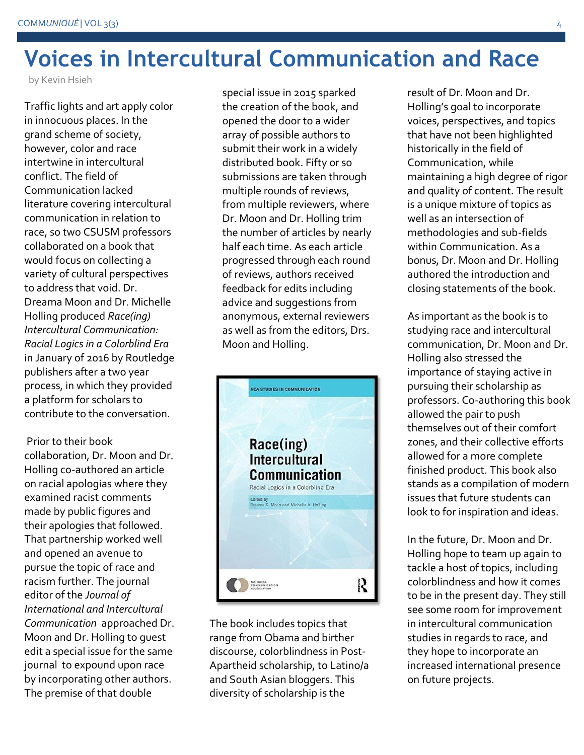# Voices in Intercultural Communication and Race

by Kevin Hsieh

Traffic lights and art apply color in innocuous places. In the grand scheme of society, however, color and race intertwine in intercultural conflict. The field of Communication lacked literature covering intercultural communication in relation to race, so two CSUSM professors collaborated on a book that would focus on collecting a variety of cultural perspectives to address that void. Dr. Dreama Moon and Dr. Michelle Holling produced *Race(ing) Intercultural Communication: Racial Logics in a Colorblind Era* in January of 2016 by Routledge publishers after a two year process, in which they provided a platform for scholars to contribute to the conversation.

Prior to their book collaboration, Dr. Moon and Dr. Holling co-authored an article on racial apologias where they examined racist comments made by public figures and their apologies that followed. That partnership worked well and opened an avenue to pursue the topic of race and racism further. The journal editor of the *Journal of International and Intercultural Communication* approached Dr. Moon and Dr. Holling to guest edit a special issue for the same journal to expound upon race by incorporating other authors. The premise of that double special issue in 2015 sparked the creation of the book, and opened the door to a wider array of possible authors to submit their work in a widely distributed book. Fifty or so submissions are taken through multiple rounds of reviews, from multiple reviewers, where Dr. Moon and Dr. Holling trim the number of articles by nearly half each time. As each article progressed through each round of reviews, authors received feedback for edits including advice and suggestions from anonymous, external reviewers as well as from the editors, Drs. Moon and Holling.

The book includes topics that range from Obama and birther discourse, colorblindness in Post-Apartheid scholarship, to Latino/a and South Asian bloggers. This diversity of scholarship is the result of Dr. Moon and Dr. Holling's goal to incorporate voices, perspectives, and topics that have not been highlighted historically in the field of Communication, while maintaining a high degree of rigor and quality of content. The result is a unique mixture of topics as well as an intersection of methodologies and sub-fields within Communication. As a bonus, Dr. Moon and Dr. Holling authored the introduction and closing statements of the book.

As important as the book is to studying race and intercultural communication, Dr. Moon and Dr. Holling also stressed the importance of staying active in pursuing their scholarship as professors. Co-authoring this book allowed the pair to push themselves out of their comfort zones, and their collective efforts allowed for a more complete finished product. This book also stands as a compilation of modern issues that future students can look to for inspiration and ideas.

In the future, Dr. Moon and Dr. Holling hope to team up again to tackle a host of topics, including colorblindness and how it comes to be in the present day. They still see some room for improvement in intercultural communication studies in regards to race, and they hope to incorporate an increased international presence on future projects.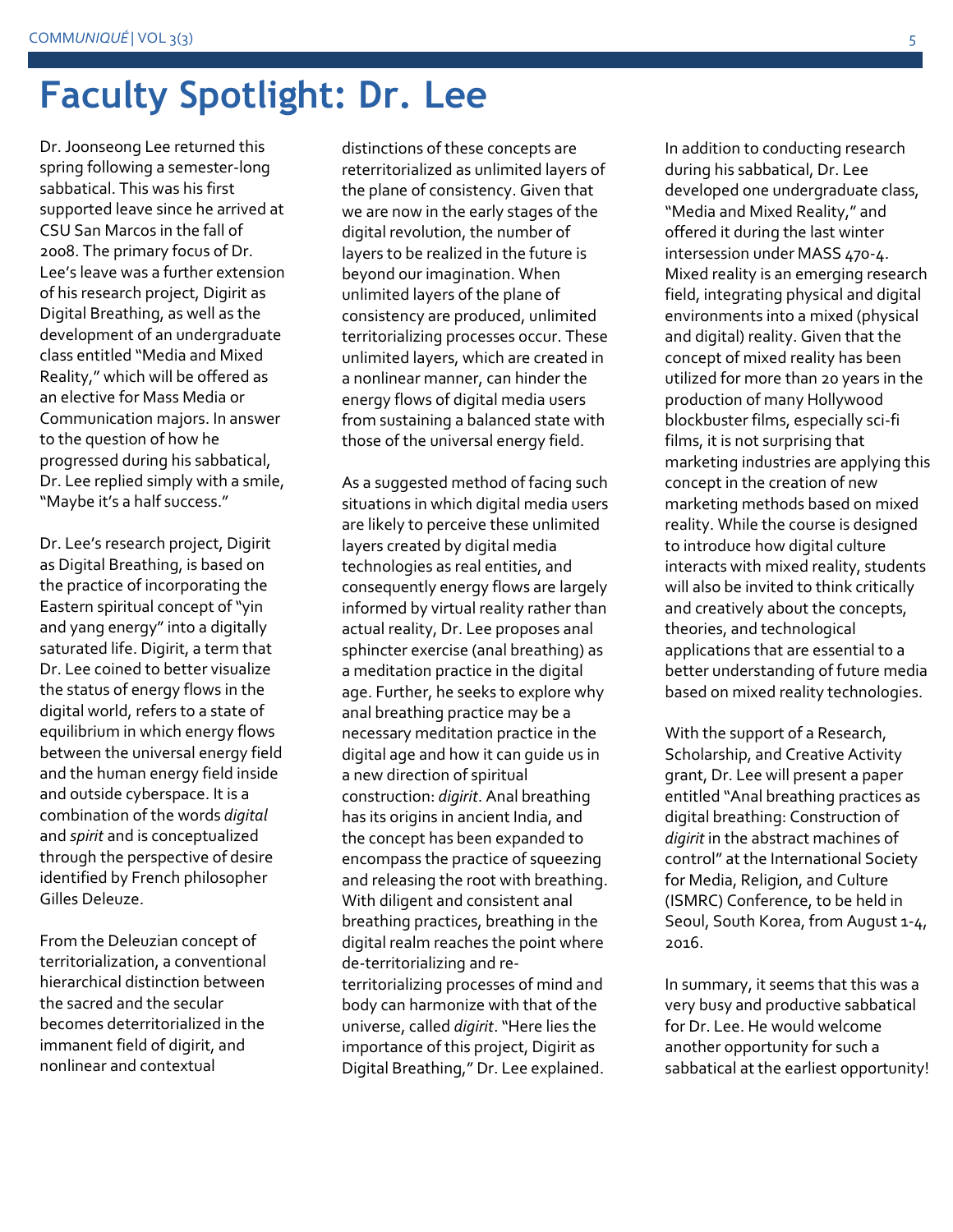# Faculty Spotlight: Dr. Lee

Dr. Joonseong Lee returned this spring following a semester-long sabbatical. This was his first supported leave since he arrived at CSU San Marcos in the fall of 2008. The primary focus of Dr. Lee's leave was a further extension of his research project, Digirit as Digital Breathing, as well as the development of an undergraduate class entitled "Media and Mixed Reality," which will be offered as an elective for Mass Media or Communication majors. In answer to the question of how he progressed during his sabbatical, Dr. Lee replied simply with a smile, "Maybe it's a half success."

Dr. Lee's research project, Digirit as Digital Breathing, is based on the practice of incorporating the Eastern spiritual concept of "yin and yang energy" into a digitally saturated life. Digirit, a term that Dr. Lee coined to better visualize the status of energy flows in the digital world, refers to a state of equilibrium in which energy flows between the universal energy field and the human energy field inside and outside cyberspace. It is a combination of the words *digital* and *spirit* and is conceptualized through the perspective of desire identified by French philosopher Gilles Deleuze.

From the Deleuzian concept of territorialization, a conventional hierarchical distinction between the sacred and the secular becomes deterritorialized in the immanent field of digirit, and nonlinear and contextual distinctions of these concepts are reterritorialized as unlimited layers of the plane of consistency. Given that we are now in the early stages of the digital revolution, the number of layers to be realized in the future is beyond our imagination. When unlimited layers of the plane of consistency are produced, unlimited territorializing processes occur. These unlimited layers, which are created in a nonlinear manner, can hinder the energy flows of digital media users from sustaining a balanced state with those of the universal energy field.

As a suggested method of facing such situations in which digital media users are likely to perceive these unlimited layers created by digital media technologies as real entities, and consequently energy flows are largely informed by virtual reality rather than actual reality, Dr. Lee proposes anal sphincter exercise (anal breathing) as a meditation practice in the digital age. Further, he seeks to explore why anal breathing practice may be a necessary meditation practice in the digital age and how it can guide us in a new direction of spiritual construction: *digirit*. Anal breathing has its origins in ancient India, and the concept has been expanded to encompass the practice of squeezing and releasing the root with breathing. With diligent and consistent anal breathing practices, breathing in the digital realm reaches the point where de-territorializing and re-territorializing processes of mind and body can harmonize with that of the universe, called *digirit*. "Here lies the importance of this project, Digirit as Digital Breathing," Dr. Lee explained.

In addition to conducting research during his sabbatical, Dr. Lee developed one undergraduate class, "Media and Mixed Reality," and offered it during the last winter intersession under MASS 470-4. Mixed reality is an emerging research field, integrating physical and digital environments into a mixed (physical and digital) reality. Given that the concept of mixed reality has been utilized for more than 20 years in the production of many Hollywood blockbuster films, especially sci-fi films, it is not surprising that marketing industries are applying this concept in the creation of new marketing methods based on mixed reality. While the course is designed to introduce how digital culture interacts with mixed reality, students will also be invited to think critically and creatively about the concepts, theories, and technological applications that are essential to a better understanding of future media based on mixed reality technologies.

With the support of a Research, Scholarship, and Creative Activity grant, Dr. Lee will present a paper entitled "Anal breathing practices as digital breathing: Construction of *digirit* in the abstract machines of control" at the International Society for Media, Religion, and Culture (ISMRC) Conference, to be held in Seoul, South Korea, from August 1-4, 2016.

In summary, it seems that this was a very busy and productive sabbatical for Dr. Lee. He would welcome another opportunity for such a sabbatical at the earliest opportunity!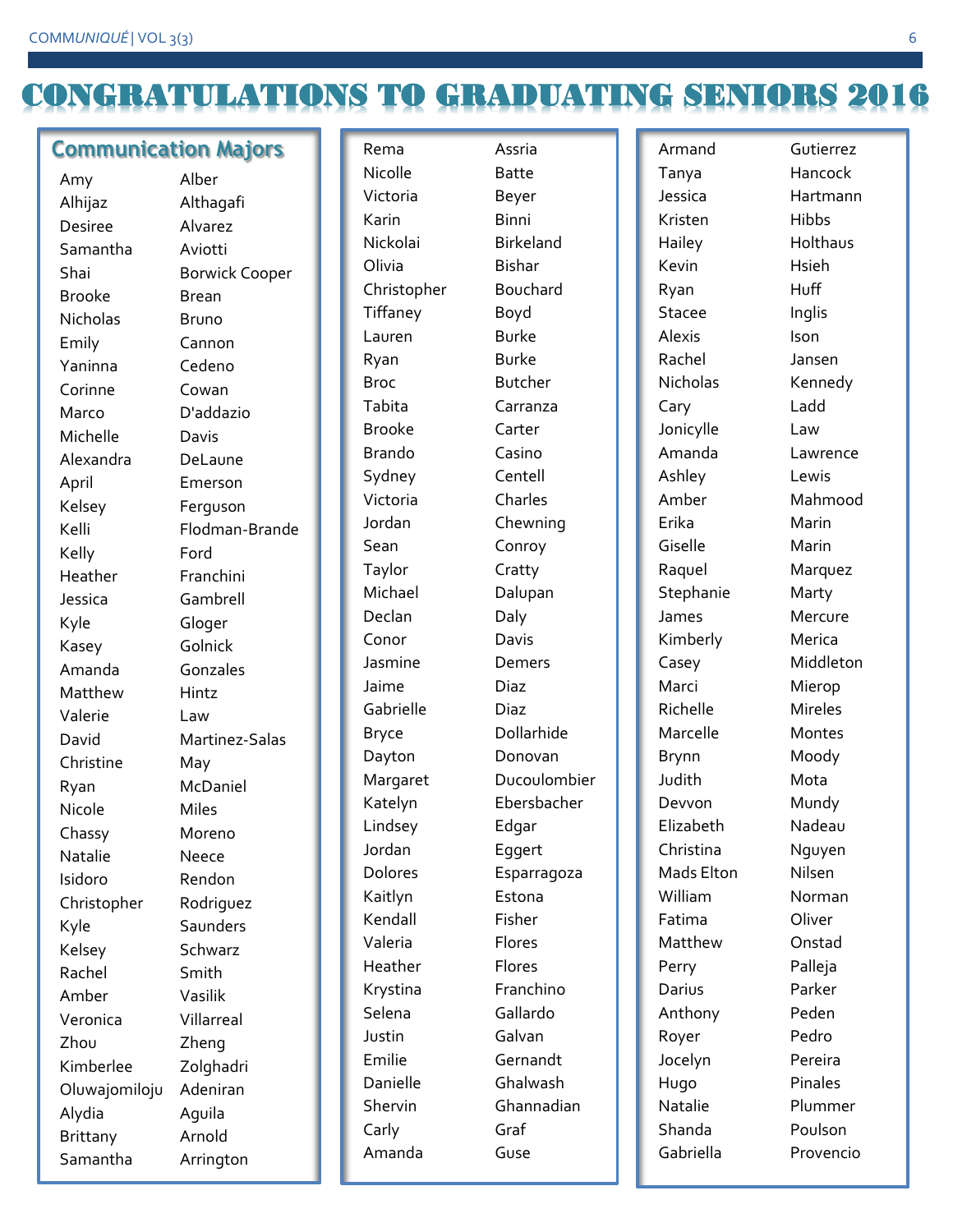# CONGRATULATIONS TO GRADUATING SENIORS 2016

## Communication Majors

| First | Last |
|---|---|
| Amy | Alber |
| Alhijaz | Althagafi |
| Desiree | Alvarez |
| Samantha | Aviotti |
| Shai | Borwick Cooper |
| Brooke | Brean |
| Nicholas | Bruno |
| Emily | Cannon |
| Yaninna | Cedeno |
| Corinne | Cowan |
| Marco | D'addazio |
| Michelle | Davis |
| Alexandra | DeLaune |
| April | Emerson |
| Kelsey | Ferguson |
| Kelli | Flodman-Brande |
| Kelly | Ford |
| Heather | Franchini |
| Jessica | Gambrell |
| Kyle | Gloger |
| Kasey | Golnick |
| Amanda | Gonzales |
| Matthew | Hintz |
| Valerie | Law |
| David | Martinez-Salas |
| Christine | May |
| Ryan | McDaniel |
| Nicole | Miles |
| Chassy | Moreno |
| Natalie | Neece |
| Isidoro | Rendon |
| Christopher | Rodriguez |
| Kyle | Saunders |
| Kelsey | Schwarz |
| Rachel | Smith |
| Amber | Vasilik |
| Veronica | Villarreal |
| Zhou | Zheng |
| Kimberlee | Zolghadri |
| Oluwajomiloju | Adeniran |
| Alydia | Aguila |
| Brittany | Arnold |
| Samantha | Arrington |
| Rema | Assria |
| Nicolle | Batte |
| Victoria | Beyer |
| Karin | Binni |
| Nickolai | Birkeland |
| Olivia | Bishar |
| Christopher | Bouchard |
| Tiffaney | Boyd |
| Lauren | Burke |
| Ryan | Burke |
| Broc | Butcher |
| Tabita | Carranza |
| Brooke | Carter |
| Brando | Casino |
| Sydney | Centell |
| Victoria | Charles |
| Jordan | Chewning |
| Sean | Conroy |
| Taylor | Cratty |
| Michael | Dalupan |
| Declan | Daly |
| Conor | Davis |
| Jasmine | Demers |
| Jaime | Diaz |
| Gabrielle | Diaz |
| Bryce | Dollarhide |
| Dayton | Donovan |
| Margaret | Ducoulombier |
| Katelyn | Ebersbacher |
| Lindsey | Edgar |
| Jordan | Eggert |
| Dolores | Esparragoza |
| Kaitlyn | Estona |
| Kendall | Fisher |
| Valeria | Flores |
| Heather | Flores |
| Krystina | Franchino |
| Selena | Gallardo |
| Justin | Galvan |
| Emilie | Gernandt |
| Danielle | Ghalwash |
| Shervin | Ghannadian |
| Carly | Graf |
| Amanda | Guse |
| Armand | Gutierrez |
| Tanya | Hancock |
| Jessica | Hartmann |
| Kristen | Hibbs |
| Hailey | Holthaus |
| Kevin | Hsieh |
| Ryan | Huff |
| Stacee | Inglis |
| Alexis | Ison |
| Rachel | Jansen |
| Nicholas | Kennedy |
| Cary | Ladd |
| Jonicylle | Law |
| Amanda | Lawrence |
| Ashley | Lewis |
| Amber | Mahmood |
| Erika | Marin |
| Giselle | Marin |
| Raquel | Marquez |
| Stephanie | Marty |
| James | Mercure |
| Kimberly | Merica |
| Casey | Middleton |
| Marci | Mierop |
| Richelle | Mireles |
| Marcelle | Montes |
| Brynn | Moody |
| Judith | Mota |
| Devvon | Mundy |
| Elizabeth | Nadeau |
| Christina | Nguyen |
| Mads Elton | Nilsen |
| William | Norman |
| Fatima | Oliver |
| Matthew | Onstad |
| Perry | Palleja |
| Darius | Parker |
| Anthony | Peden |
| Royer | Pedro |
| Jocelyn | Pereira |
| Hugo | Pinales |
| Natalie | Plummer |
| Shanda | Poulson |
| Gabriella | Provencio |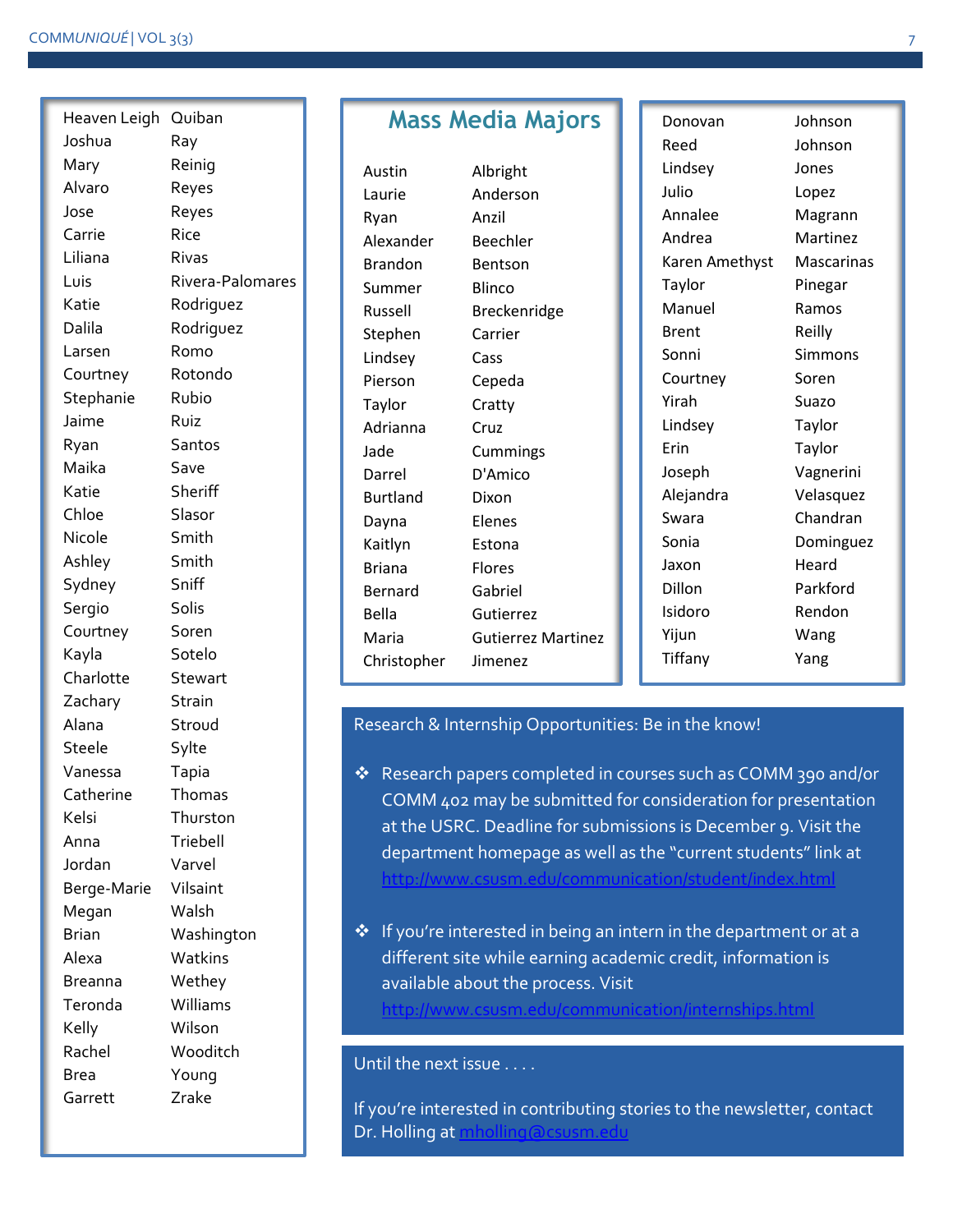| | |
|---|---|
| Heaven Leigh | Quiban |
| Joshua | Ray |
| Mary | Reinig |
| Alvaro | Reyes |
| Jose | Reyes |
| Carrie | Rice |
| Liliana | Rivas |
| Luis | Rivera-Palomares |
| Katie | Rodriguez |
| Dalila | Rodriguez |
| Larsen | Romo |
| Courtney | Rotondo |
| Stephanie | Rubio |
| Jaime | Ruiz |
| Ryan | Santos |
| Maika | Save |
| Katie | Sheriff |
| Chloe | Slasor |
| Nicole | Smith |
| Ashley | Smith |
| Sydney | Sniff |
| Sergio | Solis |
| Courtney | Soren |
| Kayla | Sotelo |
| Charlotte | Stewart |
| Zachary | Strain |
| Alana | Stroud |
| Steele | Sylte |
| Vanessa | Tapia |
| Catherine | Thomas |
| Kelsi | Thurston |
| Anna | Triebell |
| Jordan | Varvel |
| Berge-Marie | Vilsaint |
| Megan | Walsh |
| Brian | Washington |
| Alexa | Watkins |
| Breanna | Wethey |
| Teronda | Williams |
| Kelly | Wilson |
| Rachel | Wooditch |
| Brea | Young |
| Garrett | Zrake |

## Mass Media Majors

| | |
|---|---|
| Austin | Albright |
| Laurie | Anderson |
| Ryan | Anzil |
| Alexander | Beechler |
| Brandon | Bentson |
| Summer | Blinco |
| Russell | Breckenridge |
| Stephen | Carrier |
| Lindsey | Cass |
| Pierson | Cepeda |
| Taylor | Cratty |
| Adrianna | Cruz |
| Jade | Cummings |
| Darrel | D'Amico |
| Burtland | Dixon |
| Dayna | Elenes |
| Kaitlyn | Estona |
| Briana | Flores |
| Bernard | Gabriel |
| Bella | Gutierrez |
| Maria | Gutierrez Martinez |
| Christopher | Jimenez |
| Donovan | Johnson |
| Reed | Johnson |
| Lindsey | Jones |
| Julio | Lopez |
| Annalee | Magrann |
| Andrea | Martinez |
| Karen Amethyst | Mascarinas |
| Taylor | Pinegar |
| Manuel | Ramos |
| Brent | Reilly |
| Sonni | Simmons |
| Courtney | Soren |
| Yirah | Suazo |
| Lindsey | Taylor |
| Erin | Taylor |
| Joseph | Vagnerini |
| Alejandra | Velasquez |
| Swara | Chandran |
| Sonia | Dominguez |
| Jaxon | Heard |
| Dillon | Parkford |
| Isidoro | Rendon |
| Yijun | Wang |
| Tiffany | Yang |

Research & Internship Opportunities: Be in the know!

- Research papers completed in courses such as COMM 390 and/or COMM 402 may be submitted for consideration for presentation at the USRC. Deadline for submissions is December 9. Visit the department homepage as well as the "current students" link at http://www.csusm.edu/communication/student/index.html
- If you're interested in being an intern in the department or at a different site while earning academic credit, information is available about the process. Visit http://www.csusm.edu/communication/internships.html

Until the next issue . . . .

If you're interested in contributing stories to the newsletter, contact Dr. Holling at mholling@csusm.edu